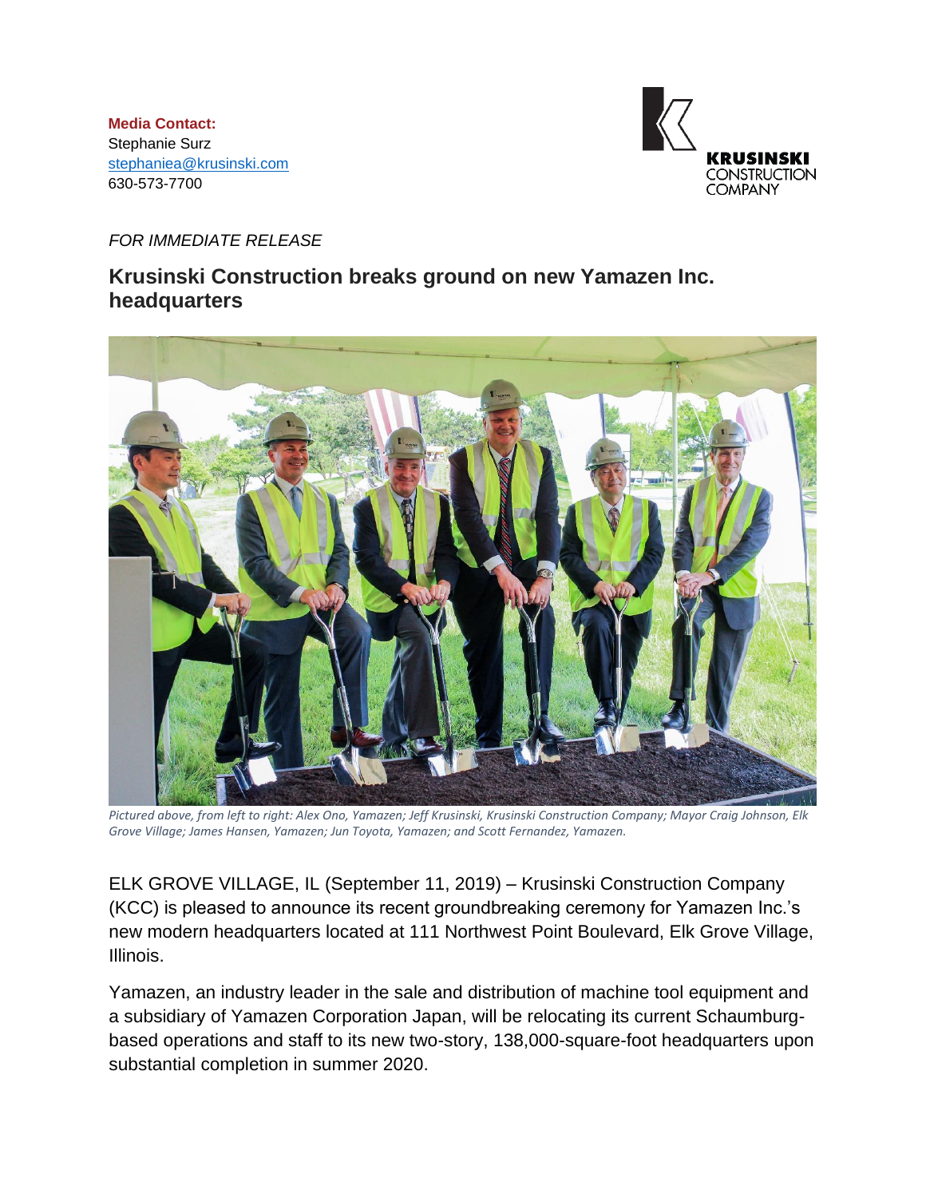**Media Contact:**
Stephanie Surz
stephaniea@krusinski.com
630-573-7700

KRUSINSKI CONSTRUCTION COMPANY

*FOR IMMEDIATE RELEASE*

## Krusinski Construction breaks ground on new Yamazen Inc. headquarters

*Pictured above, from left to right: Alex Ono, Yamazen; Jeff Krusinski, Krusinski Construction Company; Mayor Craig Johnson, Elk Grove Village; James Hansen, Yamazen; Jun Toyota, Yamazen; and Scott Fernandez, Yamazen.*

ELK GROVE VILLAGE, IL (September 11, 2019) – Krusinski Construction Company (KCC) is pleased to announce its recent groundbreaking ceremony for Yamazen Inc.'s new modern headquarters located at 111 Northwest Point Boulevard, Elk Grove Village, Illinois.

Yamazen, an industry leader in the sale and distribution of machine tool equipment and a subsidiary of Yamazen Corporation Japan, will be relocating its current Schaumburg-based operations and staff to its new two-story, 138,000-square-foot headquarters upon substantial completion in summer 2020.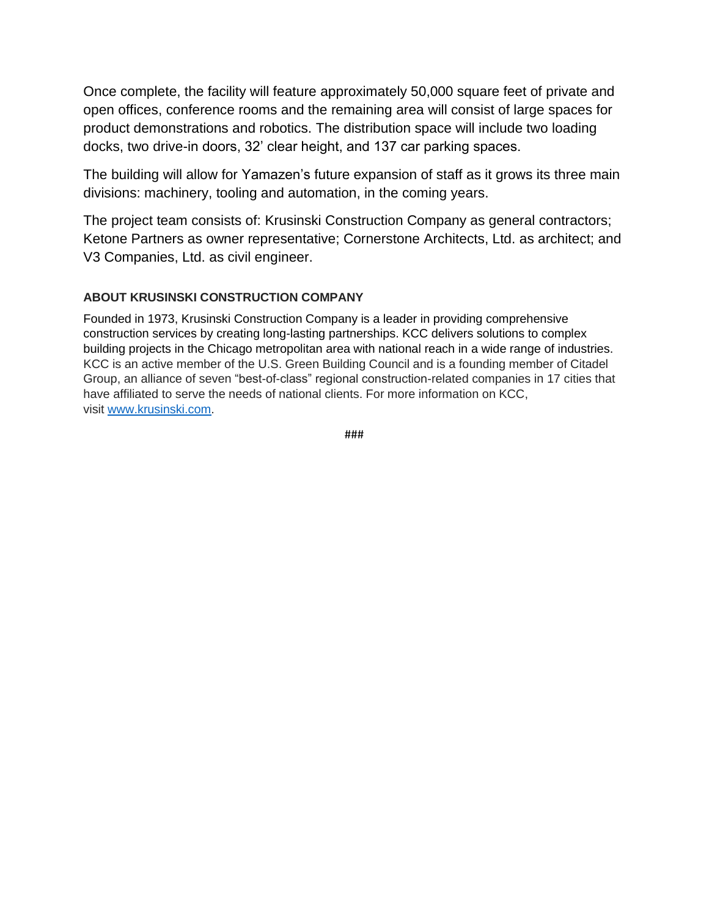Once complete, the facility will feature approximately 50,000 square feet of private and open offices, conference rooms and the remaining area will consist of large spaces for product demonstrations and robotics. The distribution space will include two loading docks, two drive-in doors, 32' clear height, and 137 car parking spaces.

The building will allow for Yamazen's future expansion of staff as it grows its three main divisions: machinery, tooling and automation, in the coming years.

The project team consists of: Krusinski Construction Company as general contractors; Ketone Partners as owner representative; Cornerstone Architects, Ltd. as architect; and V3 Companies, Ltd. as civil engineer.

**ABOUT KRUSINSKI CONSTRUCTION COMPANY**

Founded in 1973, Krusinski Construction Company is a leader in providing comprehensive construction services by creating long-lasting partnerships. KCC delivers solutions to complex building projects in the Chicago metropolitan area with national reach in a wide range of industries. KCC is an active member of the U.S. Green Building Council and is a founding member of Citadel Group, an alliance of seven "best-of-class" regional construction-related companies in 17 cities that have affiliated to serve the needs of national clients. For more information on KCC, visit [www.krusinski.com](http://www.krusinski.com).

###